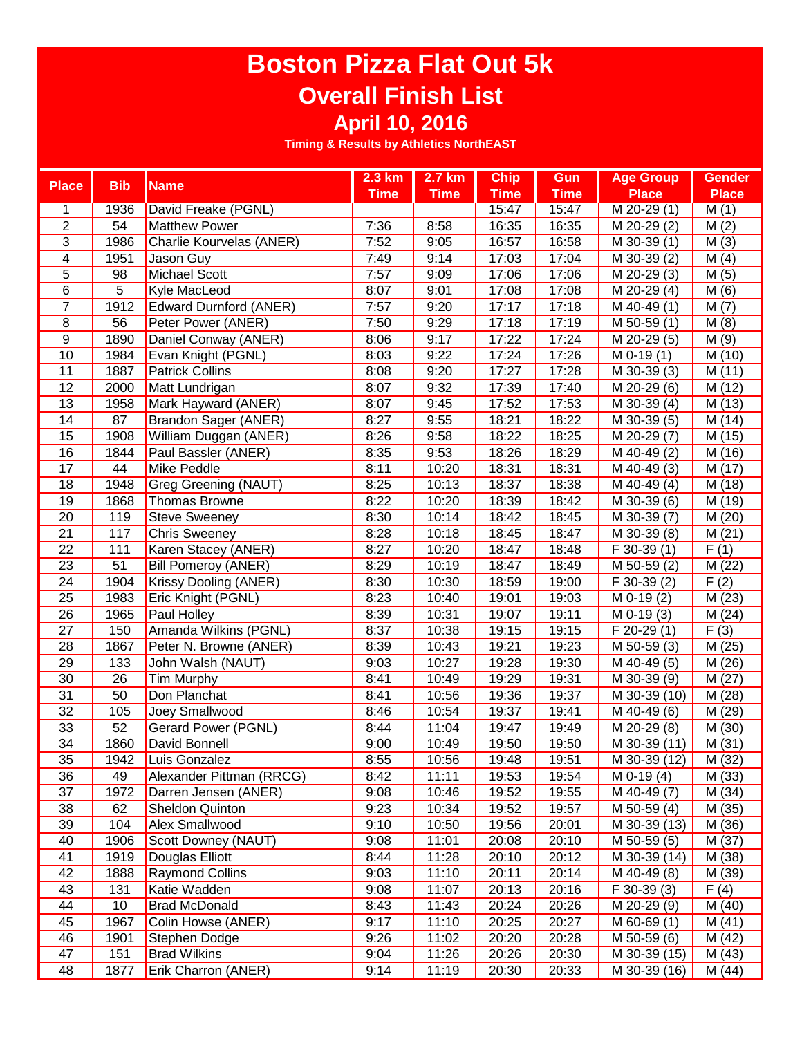# Boston Pizza Flat Out 5k

## Overall Finish List

### April 10, 2016

**Timing & Results by Athletics NorthEAST**

| Place | Bib | Name | 2.3 km Time | 2.7 km Time | Chip Time | Gun Time | Age Group Place | Gender Place |
|---|---|---|---|---|---|---|---|---|
| 1 | 1936 | David Freake (PGNL) | | | 15:47 | 15:47 | M 20-29 (1) | M (1) |
| 2 | 54 | Matthew Power | 7:36 | 8:58 | 16:35 | 16:35 | M 20-29 (2) | M (2) |
| 3 | 1986 | Charlie Kourvelas (ANER) | 7:52 | 9:05 | 16:57 | 16:58 | M 30-39 (1) | M (3) |
| 4 | 1951 | Jason Guy | 7:49 | 9:14 | 17:03 | 17:04 | M 30-39 (2) | M (4) |
| 5 | 98 | Michael Scott | 7:57 | 9:09 | 17:06 | 17:06 | M 20-29 (3) | M (5) |
| 6 | 5 | Kyle MacLeod | 8:07 | 9:01 | 17:08 | 17:08 | M 20-29 (4) | M (6) |
| 7 | 1912 | Edward Durnford (ANER) | 7:57 | 9:20 | 17:17 | 17:18 | M 40-49 (1) | M (7) |
| 8 | 56 | Peter Power (ANER) | 7:50 | 9:29 | 17:18 | 17:19 | M 50-59 (1) | M (8) |
| 9 | 1890 | Daniel Conway (ANER) | 8:06 | 9:17 | 17:22 | 17:24 | M 20-29 (5) | M (9) |
| 10 | 1984 | Evan Knight (PGNL) | 8:03 | 9:22 | 17:24 | 17:26 | M 0-19 (1) | M (10) |
| 11 | 1887 | Patrick Collins | 8:08 | 9:20 | 17:27 | 17:28 | M 30-39 (3) | M (11) |
| 12 | 2000 | Matt Lundrigan | 8:07 | 9:32 | 17:39 | 17:40 | M 20-29 (6) | M (12) |
| 13 | 1958 | Mark Hayward (ANER) | 8:07 | 9:45 | 17:52 | 17:53 | M 30-39 (4) | M (13) |
| 14 | 87 | Brandon Sager (ANER) | 8:27 | 9:55 | 18:21 | 18:22 | M 30-39 (5) | M (14) |
| 15 | 1908 | William Duggan (ANER) | 8:26 | 9:58 | 18:22 | 18:25 | M 20-29 (7) | M (15) |
| 16 | 1844 | Paul Bassler (ANER) | 8:35 | 9:53 | 18:26 | 18:29 | M 40-49 (2) | M (16) |
| 17 | 44 | Mike Peddle | 8:11 | 10:20 | 18:31 | 18:31 | M 40-49 (3) | M (17) |
| 18 | 1948 | Greg Greening (NAUT) | 8:25 | 10:13 | 18:37 | 18:38 | M 40-49 (4) | M (18) |
| 19 | 1868 | Thomas Browne | 8:22 | 10:20 | 18:39 | 18:42 | M 30-39 (6) | M (19) |
| 20 | 119 | Steve Sweeney | 8:30 | 10:14 | 18:42 | 18:45 | M 30-39 (7) | M (20) |
| 21 | 117 | Chris Sweeney | 8:28 | 10:18 | 18:45 | 18:47 | M 30-39 (8) | M (21) |
| 22 | 111 | Karen Stacey (ANER) | 8:27 | 10:20 | 18:47 | 18:48 | F 30-39 (1) | F (1) |
| 23 | 51 | Bill Pomeroy (ANER) | 8:29 | 10:19 | 18:47 | 18:49 | M 50-59 (2) | M (22) |
| 24 | 1904 | Krissy Dooling (ANER) | 8:30 | 10:30 | 18:59 | 19:00 | F 30-39 (2) | F (2) |
| 25 | 1983 | Eric Knight (PGNL) | 8:23 | 10:40 | 19:01 | 19:03 | M 0-19 (2) | M (23) |
| 26 | 1965 | Paul Holley | 8:39 | 10:31 | 19:07 | 19:11 | M 0-19 (3) | M (24) |
| 27 | 150 | Amanda Wilkins (PGNL) | 8:37 | 10:38 | 19:15 | 19:15 | F 20-29 (1) | F (3) |
| 28 | 1867 | Peter N. Browne (ANER) | 8:39 | 10:43 | 19:21 | 19:23 | M 50-59 (3) | M (25) |
| 29 | 133 | John Walsh (NAUT) | 9:03 | 10:27 | 19:28 | 19:30 | M 40-49 (5) | M (26) |
| 30 | 26 | Tim Murphy | 8:41 | 10:49 | 19:29 | 19:31 | M 30-39 (9) | M (27) |
| 31 | 50 | Don Planchat | 8:41 | 10:56 | 19:36 | 19:37 | M 30-39 (10) | M (28) |
| 32 | 105 | Joey Smallwood | 8:46 | 10:54 | 19:37 | 19:41 | M 40-49 (6) | M (29) |
| 33 | 52 | Gerard Power (PGNL) | 8:44 | 11:04 | 19:47 | 19:49 | M 20-29 (8) | M (30) |
| 34 | 1860 | David Bonnell | 9:00 | 10:49 | 19:50 | 19:50 | M 30-39 (11) | M (31) |
| 35 | 1942 | Luis Gonzalez | 8:55 | 10:56 | 19:48 | 19:51 | M 30-39 (12) | M (32) |
| 36 | 49 | Alexander Pittman (RRCG) | 8:42 | 11:11 | 19:53 | 19:54 | M 0-19 (4) | M (33) |
| 37 | 1972 | Darren Jensen (ANER) | 9:08 | 10:46 | 19:52 | 19:55 | M 40-49 (7) | M (34) |
| 38 | 62 | Sheldon Quinton | 9:23 | 10:34 | 19:52 | 19:57 | M 50-59 (4) | M (35) |
| 39 | 104 | Alex Smallwood | 9:10 | 10:50 | 19:56 | 20:01 | M 30-39 (13) | M (36) |
| 40 | 1906 | Scott Downey (NAUT) | 9:08 | 11:01 | 20:08 | 20:10 | M 50-59 (5) | M (37) |
| 41 | 1919 | Douglas Elliott | 8:44 | 11:28 | 20:10 | 20:12 | M 30-39 (14) | M (38) |
| 42 | 1888 | Raymond Collins | 9:03 | 11:10 | 20:11 | 20:14 | M 40-49 (8) | M (39) |
| 43 | 131 | Katie Wadden | 9:08 | 11:07 | 20:13 | 20:16 | F 30-39 (3) | F (4) |
| 44 | 10 | Brad McDonald | 8:43 | 11:43 | 20:24 | 20:26 | M 20-29 (9) | M (40) |
| 45 | 1967 | Colin Howse (ANER) | 9:17 | 11:10 | 20:25 | 20:27 | M 60-69 (1) | M (41) |
| 46 | 1901 | Stephen Dodge | 9:26 | 11:02 | 20:20 | 20:28 | M 50-59 (6) | M (42) |
| 47 | 151 | Brad Wilkins | 9:04 | 11:26 | 20:26 | 20:30 | M 30-39 (15) | M (43) |
| 48 | 1877 | Erik Charron (ANER) | 9:14 | 11:19 | 20:30 | 20:33 | M 30-39 (16) | M (44) |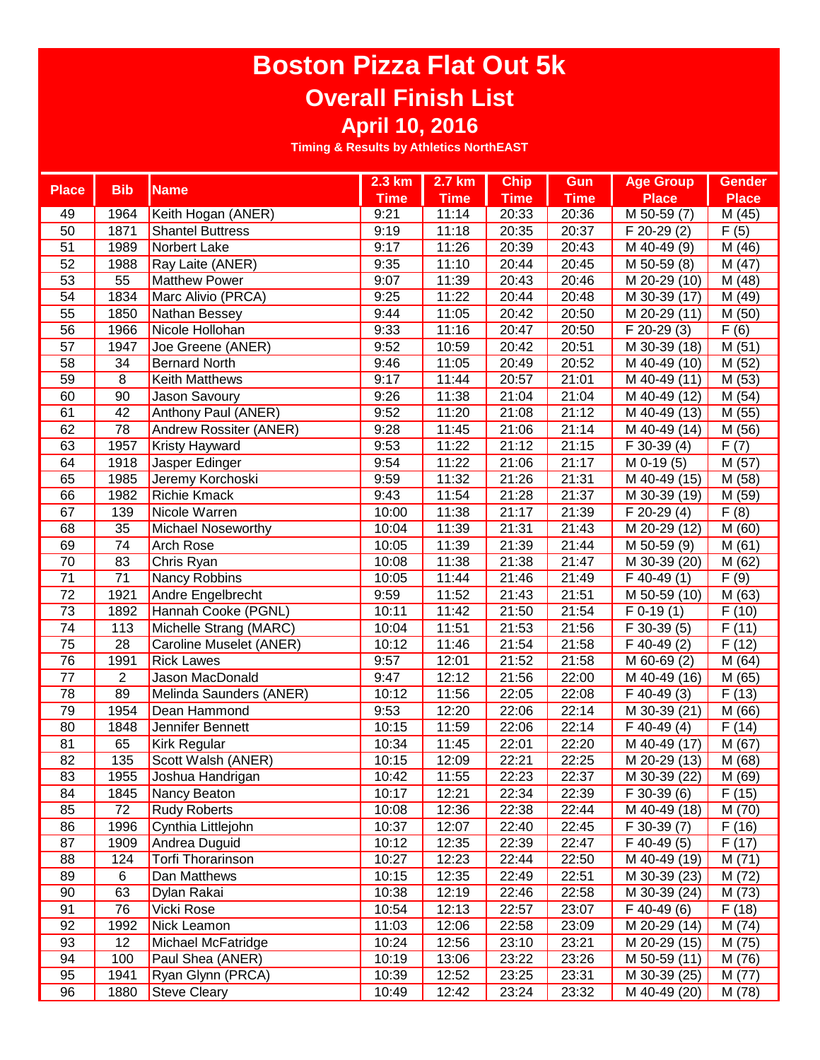# Boston Pizza Flat Out 5k

## Overall Finish List

### April 10, 2016

**Timing & Results by Athletics NorthEAST**

| Place | Bib | Name | 2.3 km Time | 2.7 km Time | Chip Time | Gun Time | Age Group Place | Gender Place |
|---|---|---|---|---|---|---|---|---|
| 49 | 1964 | Keith Hogan (ANER) | 9:21 | 11:14 | 20:33 | 20:36 | M 50-59 (7) | M (45) |
| 50 | 1871 | Shantel Buttress | 9:19 | 11:18 | 20:35 | 20:37 | F 20-29 (2) | F (5) |
| 51 | 1989 | Norbert Lake | 9:17 | 11:26 | 20:39 | 20:43 | M 40-49 (9) | M (46) |
| 52 | 1988 | Ray Laite (ANER) | 9:35 | 11:10 | 20:44 | 20:45 | M 50-59 (8) | M (47) |
| 53 | 55 | Matthew Power | 9:07 | 11:39 | 20:43 | 20:46 | M 20-29 (10) | M (48) |
| 54 | 1834 | Marc Alivio (PRCA) | 9:25 | 11:22 | 20:44 | 20:48 | M 30-39 (17) | M (49) |
| 55 | 1850 | Nathan Bessey | 9:44 | 11:05 | 20:42 | 20:50 | M 20-29 (11) | M (50) |
| 56 | 1966 | Nicole Hollohan | 9:33 | 11:16 | 20:47 | 20:50 | F 20-29 (3) | F (6) |
| 57 | 1947 | Joe Greene (ANER) | 9:52 | 10:59 | 20:42 | 20:51 | M 30-39 (18) | M (51) |
| 58 | 34 | Bernard North | 9:46 | 11:05 | 20:49 | 20:52 | M 40-49 (10) | M (52) |
| 59 | 8 | Keith Matthews | 9:17 | 11:44 | 20:57 | 21:01 | M 40-49 (11) | M (53) |
| 60 | 90 | Jason Savoury | 9:26 | 11:38 | 21:04 | 21:04 | M 40-49 (12) | M (54) |
| 61 | 42 | Anthony Paul (ANER) | 9:52 | 11:20 | 21:08 | 21:12 | M 40-49 (13) | M (55) |
| 62 | 78 | Andrew Rossiter (ANER) | 9:28 | 11:45 | 21:06 | 21:14 | M 40-49 (14) | M (56) |
| 63 | 1957 | Kristy Hayward | 9:53 | 11:22 | 21:12 | 21:15 | F 30-39 (4) | F (7) |
| 64 | 1918 | Jasper Edinger | 9:54 | 11:22 | 21:06 | 21:17 | M 0-19 (5) | M (57) |
| 65 | 1985 | Jeremy Korchoski | 9:59 | 11:32 | 21:26 | 21:31 | M 40-49 (15) | M (58) |
| 66 | 1982 | Richie Kmack | 9:43 | 11:54 | 21:28 | 21:37 | M 30-39 (19) | M (59) |
| 67 | 139 | Nicole Warren | 10:00 | 11:38 | 21:17 | 21:39 | F 20-29 (4) | F (8) |
| 68 | 35 | Michael Noseworthy | 10:04 | 11:39 | 21:31 | 21:43 | M 20-29 (12) | M (60) |
| 69 | 74 | Arch Rose | 10:05 | 11:39 | 21:39 | 21:44 | M 50-59 (9) | M (61) |
| 70 | 83 | Chris Ryan | 10:08 | 11:38 | 21:38 | 21:47 | M 30-39 (20) | M (62) |
| 71 | 71 | Nancy Robbins | 10:05 | 11:44 | 21:46 | 21:49 | F 40-49 (1) | F (9) |
| 72 | 1921 | Andre Engelbrecht | 9:59 | 11:52 | 21:43 | 21:51 | M 50-59 (10) | M (63) |
| 73 | 1892 | Hannah Cooke (PGNL) | 10:11 | 11:42 | 21:50 | 21:54 | F 0-19 (1) | F (10) |
| 74 | 113 | Michelle Strang (MARC) | 10:04 | 11:51 | 21:53 | 21:56 | F 30-39 (5) | F (11) |
| 75 | 28 | Caroline Muselet (ANER) | 10:12 | 11:46 | 21:54 | 21:58 | F 40-49 (2) | F (12) |
| 76 | 1991 | Rick Lawes | 9:57 | 12:01 | 21:52 | 21:58 | M 60-69 (2) | M (64) |
| 77 | 2 | Jason MacDonald | 9:47 | 12:12 | 21:56 | 22:00 | M 40-49 (16) | M (65) |
| 78 | 89 | Melinda Saunders (ANER) | 10:12 | 11:56 | 22:05 | 22:08 | F 40-49 (3) | F (13) |
| 79 | 1954 | Dean Hammond | 9:53 | 12:20 | 22:06 | 22:14 | M 30-39 (21) | M (66) |
| 80 | 1848 | Jennifer Bennett | 10:15 | 11:59 | 22:06 | 22:14 | F 40-49 (4) | F (14) |
| 81 | 65 | Kirk Regular | 10:34 | 11:45 | 22:01 | 22:20 | M 40-49 (17) | M (67) |
| 82 | 135 | Scott Walsh (ANER) | 10:15 | 12:09 | 22:21 | 22:25 | M 20-29 (13) | M (68) |
| 83 | 1955 | Joshua Handrigan | 10:42 | 11:55 | 22:23 | 22:37 | M 30-39 (22) | M (69) |
| 84 | 1845 | Nancy Beaton | 10:17 | 12:21 | 22:34 | 22:39 | F 30-39 (6) | F (15) |
| 85 | 72 | Rudy Roberts | 10:08 | 12:36 | 22:38 | 22:44 | M 40-49 (18) | M (70) |
| 86 | 1996 | Cynthia Littlejohn | 10:37 | 12:07 | 22:40 | 22:45 | F 30-39 (7) | F (16) |
| 87 | 1909 | Andrea Duguid | 10:12 | 12:35 | 22:39 | 22:47 | F 40-49 (5) | F (17) |
| 88 | 124 | Torfi Thorarinson | 10:27 | 12:23 | 22:44 | 22:50 | M 40-49 (19) | M (71) |
| 89 | 6 | Dan Matthews | 10:15 | 12:35 | 22:49 | 22:51 | M 30-39 (23) | M (72) |
| 90 | 63 | Dylan Rakai | 10:38 | 12:19 | 22:46 | 22:58 | M 30-39 (24) | M (73) |
| 91 | 76 | Vicki Rose | 10:54 | 12:13 | 22:57 | 23:07 | F 40-49 (6) | F (18) |
| 92 | 1992 | Nick Leamon | 11:03 | 12:06 | 22:58 | 23:09 | M 20-29 (14) | M (74) |
| 93 | 12 | Michael McFatridge | 10:24 | 12:56 | 23:10 | 23:21 | M 20-29 (15) | M (75) |
| 94 | 100 | Paul Shea (ANER) | 10:19 | 13:06 | 23:22 | 23:26 | M 50-59 (11) | M (76) |
| 95 | 1941 | Ryan Glynn (PRCA) | 10:39 | 12:52 | 23:25 | 23:31 | M 30-39 (25) | M (77) |
| 96 | 1880 | Steve Cleary | 10:49 | 12:42 | 23:24 | 23:32 | M 40-49 (20) | M (78) |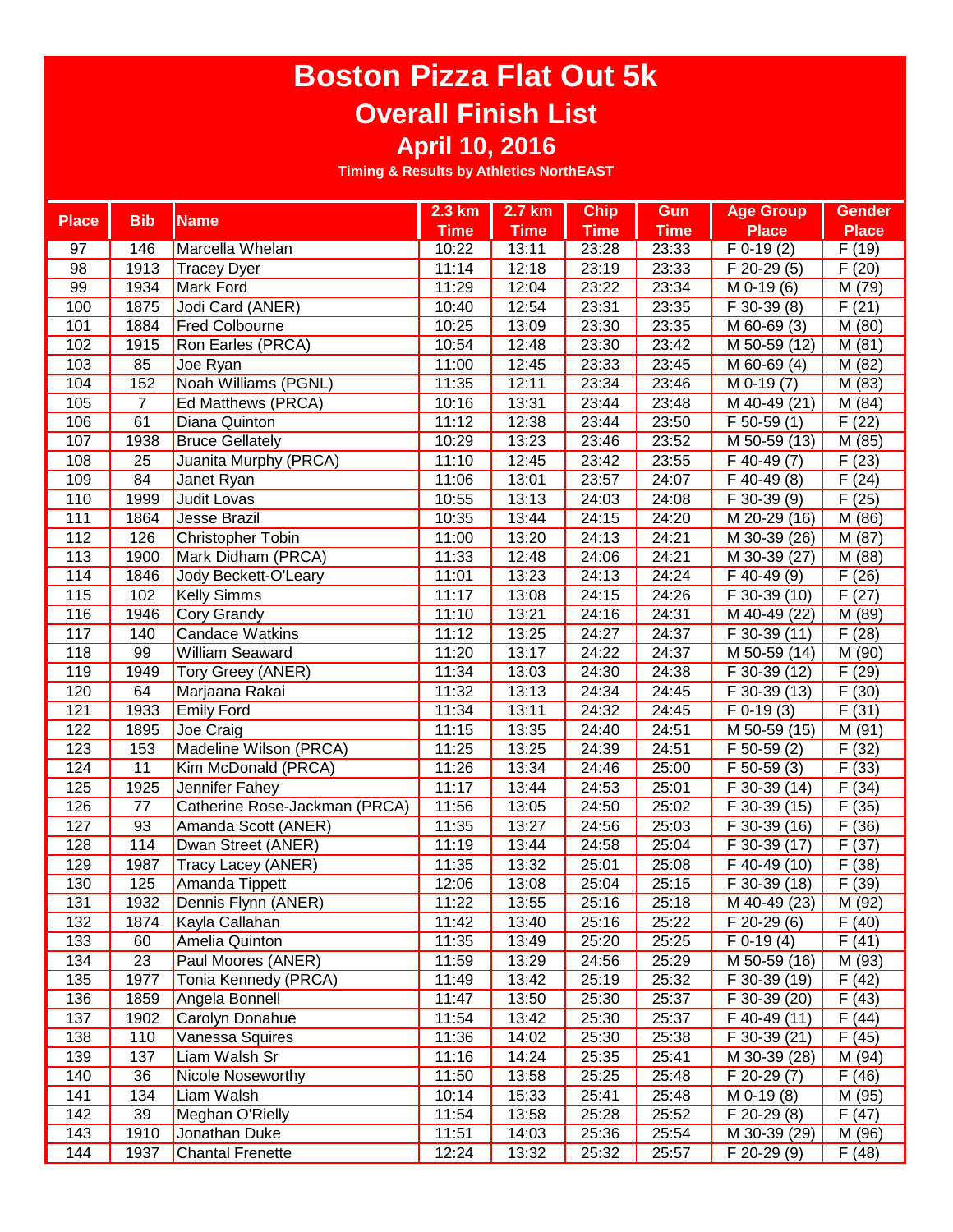# Boston Pizza Flat Out 5k

## Overall Finish List

### April 10, 2016

**Timing & Results by Athletics NorthEAST**

| Place | Bib | Name | 2.3 km Time | 2.7 km Time | Chip Time | Gun Time | Age Group Place | Gender Place |
|---|---|---|---|---|---|---|---|---|
| 97 | 146 | Marcella Whelan | 10:22 | 13:11 | 23:28 | 23:33 | F 0-19 (2) | F (19) |
| 98 | 1913 | Tracey Dyer | 11:14 | 12:18 | 23:19 | 23:33 | F 20-29 (5) | F (20) |
| 99 | 1934 | Mark Ford | 11:29 | 12:04 | 23:22 | 23:34 | M 0-19 (6) | M (79) |
| 100 | 1875 | Jodi Card (ANER) | 10:40 | 12:54 | 23:31 | 23:35 | F 30-39 (8) | F (21) |
| 101 | 1884 | Fred Colbourne | 10:25 | 13:09 | 23:30 | 23:35 | M 60-69 (3) | M (80) |
| 102 | 1915 | Ron Earles (PRCA) | 10:54 | 12:48 | 23:30 | 23:42 | M 50-59 (12) | M (81) |
| 103 | 85 | Joe Ryan | 11:00 | 12:45 | 23:33 | 23:45 | M 60-69 (4) | M (82) |
| 104 | 152 | Noah Williams (PGNL) | 11:35 | 12:11 | 23:34 | 23:46 | M 0-19 (7) | M (83) |
| 105 | 7 | Ed Matthews (PRCA) | 10:16 | 13:31 | 23:44 | 23:48 | M 40-49 (21) | M (84) |
| 106 | 61 | Diana Quinton | 11:12 | 12:38 | 23:44 | 23:50 | F 50-59 (1) | F (22) |
| 107 | 1938 | Bruce Gellately | 10:29 | 13:23 | 23:46 | 23:52 | M 50-59 (13) | M (85) |
| 108 | 25 | Juanita Murphy (PRCA) | 11:10 | 12:45 | 23:42 | 23:55 | F 40-49 (7) | F (23) |
| 109 | 84 | Janet Ryan | 11:06 | 13:01 | 23:57 | 24:07 | F 40-49 (8) | F (24) |
| 110 | 1999 | Judit Lovas | 10:55 | 13:13 | 24:03 | 24:08 | F 30-39 (9) | F (25) |
| 111 | 1864 | Jesse Brazil | 10:35 | 13:44 | 24:15 | 24:20 | M 20-29 (16) | M (86) |
| 112 | 126 | Christopher Tobin | 11:00 | 13:20 | 24:13 | 24:21 | M 30-39 (26) | M (87) |
| 113 | 1900 | Mark Didham (PRCA) | 11:33 | 12:48 | 24:06 | 24:21 | M 30-39 (27) | M (88) |
| 114 | 1846 | Jody Beckett-O'Leary | 11:01 | 13:23 | 24:13 | 24:24 | F 40-49 (9) | F (26) |
| 115 | 102 | Kelly Simms | 11:17 | 13:08 | 24:15 | 24:26 | F 30-39 (10) | F (27) |
| 116 | 1946 | Cory Grandy | 11:10 | 13:21 | 24:16 | 24:31 | M 40-49 (22) | M (89) |
| 117 | 140 | Candace Watkins | 11:12 | 13:25 | 24:27 | 24:37 | F 30-39 (11) | F (28) |
| 118 | 99 | William Seaward | 11:20 | 13:17 | 24:22 | 24:37 | M 50-59 (14) | M (90) |
| 119 | 1949 | Tory Greey (ANER) | 11:34 | 13:03 | 24:30 | 24:38 | F 30-39 (12) | F (29) |
| 120 | 64 | Marjaana Rakai | 11:32 | 13:13 | 24:34 | 24:45 | F 30-39 (13) | F (30) |
| 121 | 1933 | Emily Ford | 11:34 | 13:11 | 24:32 | 24:45 | F 0-19 (3) | F (31) |
| 122 | 1895 | Joe Craig | 11:15 | 13:35 | 24:40 | 24:51 | M 50-59 (15) | M (91) |
| 123 | 153 | Madeline Wilson (PRCA) | 11:25 | 13:25 | 24:39 | 24:51 | F 50-59 (2) | F (32) |
| 124 | 11 | Kim McDonald (PRCA) | 11:26 | 13:34 | 24:46 | 25:00 | F 50-59 (3) | F (33) |
| 125 | 1925 | Jennifer Fahey | 11:17 | 13:44 | 24:53 | 25:01 | F 30-39 (14) | F (34) |
| 126 | 77 | Catherine Rose-Jackman (PRCA) | 11:56 | 13:05 | 24:50 | 25:02 | F 30-39 (15) | F (35) |
| 127 | 93 | Amanda Scott (ANER) | 11:35 | 13:27 | 24:56 | 25:03 | F 30-39 (16) | F (36) |
| 128 | 114 | Dwan Street (ANER) | 11:19 | 13:44 | 24:58 | 25:04 | F 30-39 (17) | F (37) |
| 129 | 1987 | Tracy Lacey (ANER) | 11:35 | 13:32 | 25:01 | 25:08 | F 40-49 (10) | F (38) |
| 130 | 125 | Amanda Tippett | 12:06 | 13:08 | 25:04 | 25:15 | F 30-39 (18) | F (39) |
| 131 | 1932 | Dennis Flynn (ANER) | 11:22 | 13:55 | 25:16 | 25:18 | M 40-49 (23) | M (92) |
| 132 | 1874 | Kayla Callahan | 11:42 | 13:40 | 25:16 | 25:22 | F 20-29 (6) | F (40) |
| 133 | 60 | Amelia Quinton | 11:35 | 13:49 | 25:20 | 25:25 | F 0-19 (4) | F (41) |
| 134 | 23 | Paul Moores (ANER) | 11:59 | 13:29 | 24:56 | 25:29 | M 50-59 (16) | M (93) |
| 135 | 1977 | Tonia Kennedy (PRCA) | 11:49 | 13:42 | 25:19 | 25:32 | F 30-39 (19) | F (42) |
| 136 | 1859 | Angela Bonnell | 11:47 | 13:50 | 25:30 | 25:37 | F 30-39 (20) | F (43) |
| 137 | 1902 | Carolyn Donahue | 11:54 | 13:42 | 25:30 | 25:37 | F 40-49 (11) | F (44) |
| 138 | 110 | Vanessa Squires | 11:36 | 14:02 | 25:30 | 25:38 | F 30-39 (21) | F (45) |
| 139 | 137 | Liam Walsh Sr | 11:16 | 14:24 | 25:35 | 25:41 | M 30-39 (28) | M (94) |
| 140 | 36 | Nicole Noseworthy | 11:50 | 13:58 | 25:25 | 25:48 | F 20-29 (7) | F (46) |
| 141 | 134 | Liam Walsh | 10:14 | 15:33 | 25:41 | 25:48 | M 0-19 (8) | M (95) |
| 142 | 39 | Meghan O'Rielly | 11:54 | 13:58 | 25:28 | 25:52 | F 20-29 (8) | F (47) |
| 143 | 1910 | Jonathan Duke | 11:51 | 14:03 | 25:36 | 25:54 | M 30-39 (29) | M (96) |
| 144 | 1937 | Chantal Frenette | 12:24 | 13:32 | 25:32 | 25:57 | F 20-29 (9) | F (48) |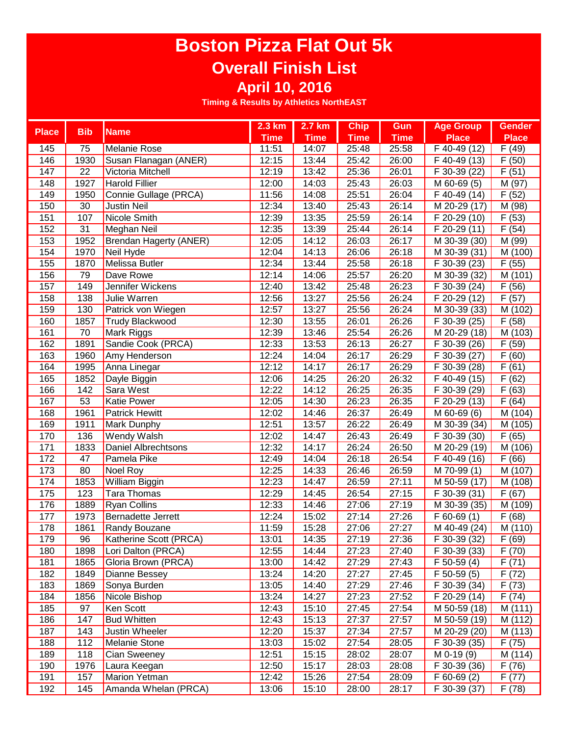# Boston Pizza Flat Out 5k

## Overall Finish List

### April 10, 2016

**Timing & Results by Athletics NorthEAST**

| Place | Bib | Name | 2.3 km Time | 2.7 km Time | Chip Time | Gun Time | Age Group Place | Gender Place |
|---|---|---|---|---|---|---|---|---|
| 145 | 75 | Melanie Rose | 11:51 | 14:07 | 25:48 | 25:58 | F 40-49 (12) | F (49) |
| 146 | 1930 | Susan Flanagan (ANER) | 12:15 | 13:44 | 25:42 | 26:00 | F 40-49 (13) | F (50) |
| 147 | 22 | Victoria Mitchell | 12:19 | 13:42 | 25:36 | 26:01 | F 30-39 (22) | F (51) |
| 148 | 1927 | Harold Fillier | 12:00 | 14:03 | 25:43 | 26:03 | M 60-69 (5) | M (97) |
| 149 | 1950 | Connie Gullage (PRCA) | 11:56 | 14:08 | 25:51 | 26:04 | F 40-49 (14) | F (52) |
| 150 | 30 | Justin Neil | 12:34 | 13:40 | 25:43 | 26:14 | M 20-29 (17) | M (98) |
| 151 | 107 | Nicole Smith | 12:39 | 13:35 | 25:59 | 26:14 | F 20-29 (10) | F (53) |
| 152 | 31 | Meghan Neil | 12:35 | 13:39 | 25:44 | 26:14 | F 20-29 (11) | F (54) |
| 153 | 1952 | Brendan Hagerty (ANER) | 12:05 | 14:12 | 26:03 | 26:17 | M 30-39 (30) | M (99) |
| 154 | 1970 | Neil Hyde | 12:04 | 14:13 | 26:06 | 26:18 | M 30-39 (31) | M (100) |
| 155 | 1870 | Melissa Butler | 12:34 | 13:44 | 25:58 | 26:18 | F 30-39 (23) | F (55) |
| 156 | 79 | Dave Rowe | 12:14 | 14:06 | 25:57 | 26:20 | M 30-39 (32) | M (101) |
| 157 | 149 | Jennifer Wickens | 12:40 | 13:42 | 25:48 | 26:23 | F 30-39 (24) | F (56) |
| 158 | 138 | Julie Warren | 12:56 | 13:27 | 25:56 | 26:24 | F 20-29 (12) | F (57) |
| 159 | 130 | Patrick von Wiegen | 12:57 | 13:27 | 25:56 | 26:24 | M 30-39 (33) | M (102) |
| 160 | 1857 | Trudy Blackwood | 12:30 | 13:55 | 26:01 | 26:26 | F 30-39 (25) | F (58) |
| 161 | 70 | Mark Riggs | 12:39 | 13:46 | 25:54 | 26:26 | M 20-29 (18) | M (103) |
| 162 | 1891 | Sandie Cook (PRCA) | 12:33 | 13:53 | 26:13 | 26:27 | F 30-39 (26) | F (59) |
| 163 | 1960 | Amy Henderson | 12:24 | 14:04 | 26:17 | 26:29 | F 30-39 (27) | F (60) |
| 164 | 1995 | Anna Linegar | 12:12 | 14:17 | 26:17 | 26:29 | F 30-39 (28) | F (61) |
| 165 | 1852 | Dayle Biggin | 12:06 | 14:25 | 26:20 | 26:32 | F 40-49 (15) | F (62) |
| 166 | 142 | Sara West | 12:22 | 14:12 | 26:25 | 26:35 | F 30-39 (29) | F (63) |
| 167 | 53 | Katie Power | 12:05 | 14:30 | 26:23 | 26:35 | F 20-29 (13) | F (64) |
| 168 | 1961 | Patrick Hewitt | 12:02 | 14:46 | 26:37 | 26:49 | M 60-69 (6) | M (104) |
| 169 | 1911 | Mark Dunphy | 12:51 | 13:57 | 26:22 | 26:49 | M 30-39 (34) | M (105) |
| 170 | 136 | Wendy Walsh | 12:02 | 14:47 | 26:43 | 26:49 | F 30-39 (30) | F (65) |
| 171 | 1833 | Daniel Albrechtsons | 12:32 | 14:17 | 26:24 | 26:50 | M 20-29 (19) | M (106) |
| 172 | 47 | Pamela Pike | 12:49 | 14:04 | 26:18 | 26:54 | F 40-49 (16) | F (66) |
| 173 | 80 | Noel Roy | 12:25 | 14:33 | 26:46 | 26:59 | M 70-99 (1) | M (107) |
| 174 | 1853 | William Biggin | 12:23 | 14:47 | 26:59 | 27:11 | M 50-59 (17) | M (108) |
| 175 | 123 | Tara Thomas | 12:29 | 14:45 | 26:54 | 27:15 | F 30-39 (31) | F (67) |
| 176 | 1889 | Ryan Collins | 12:33 | 14:46 | 27:06 | 27:19 | M 30-39 (35) | M (109) |
| 177 | 1973 | Bernadette Jerrett | 12:24 | 15:02 | 27:14 | 27:26 | F 60-69 (1) | F (68) |
| 178 | 1861 | Randy Bouzane | 11:59 | 15:28 | 27:06 | 27:27 | M 40-49 (24) | M (110) |
| 179 | 96 | Katherine Scott (PRCA) | 13:01 | 14:35 | 27:19 | 27:36 | F 30-39 (32) | F (69) |
| 180 | 1898 | Lori Dalton (PRCA) | 12:55 | 14:44 | 27:23 | 27:40 | F 30-39 (33) | F (70) |
| 181 | 1865 | Gloria Brown (PRCA) | 13:00 | 14:42 | 27:29 | 27:43 | F 50-59 (4) | F (71) |
| 182 | 1849 | Dianne Bessey | 13:24 | 14:20 | 27:27 | 27:45 | F 50-59 (5) | F (72) |
| 183 | 1869 | Sonya Burden | 13:05 | 14:40 | 27:29 | 27:46 | F 30-39 (34) | F (73) |
| 184 | 1856 | Nicole Bishop | 13:24 | 14:27 | 27:23 | 27:52 | F 20-29 (14) | F (74) |
| 185 | 97 | Ken Scott | 12:43 | 15:10 | 27:45 | 27:54 | M 50-59 (18) | M (111) |
| 186 | 147 | Bud Whitten | 12:43 | 15:13 | 27:37 | 27:57 | M 50-59 (19) | M (112) |
| 187 | 143 | Justin Wheeler | 12:20 | 15:37 | 27:34 | 27:57 | M 20-29 (20) | M (113) |
| 188 | 112 | Melanie Stone | 13:03 | 15:02 | 27:54 | 28:05 | F 30-39 (35) | F (75) |
| 189 | 118 | Cian Sweeney | 12:51 | 15:15 | 28:02 | 28:07 | M 0-19 (9) | M (114) |
| 190 | 1976 | Laura Keegan | 12:50 | 15:17 | 28:03 | 28:08 | F 30-39 (36) | F (76) |
| 191 | 157 | Marion Yetman | 12:42 | 15:26 | 27:54 | 28:09 | F 60-69 (2) | F (77) |
| 192 | 145 | Amanda Whelan (PRCA) | 13:06 | 15:10 | 28:00 | 28:17 | F 30-39 (37) | F (78) |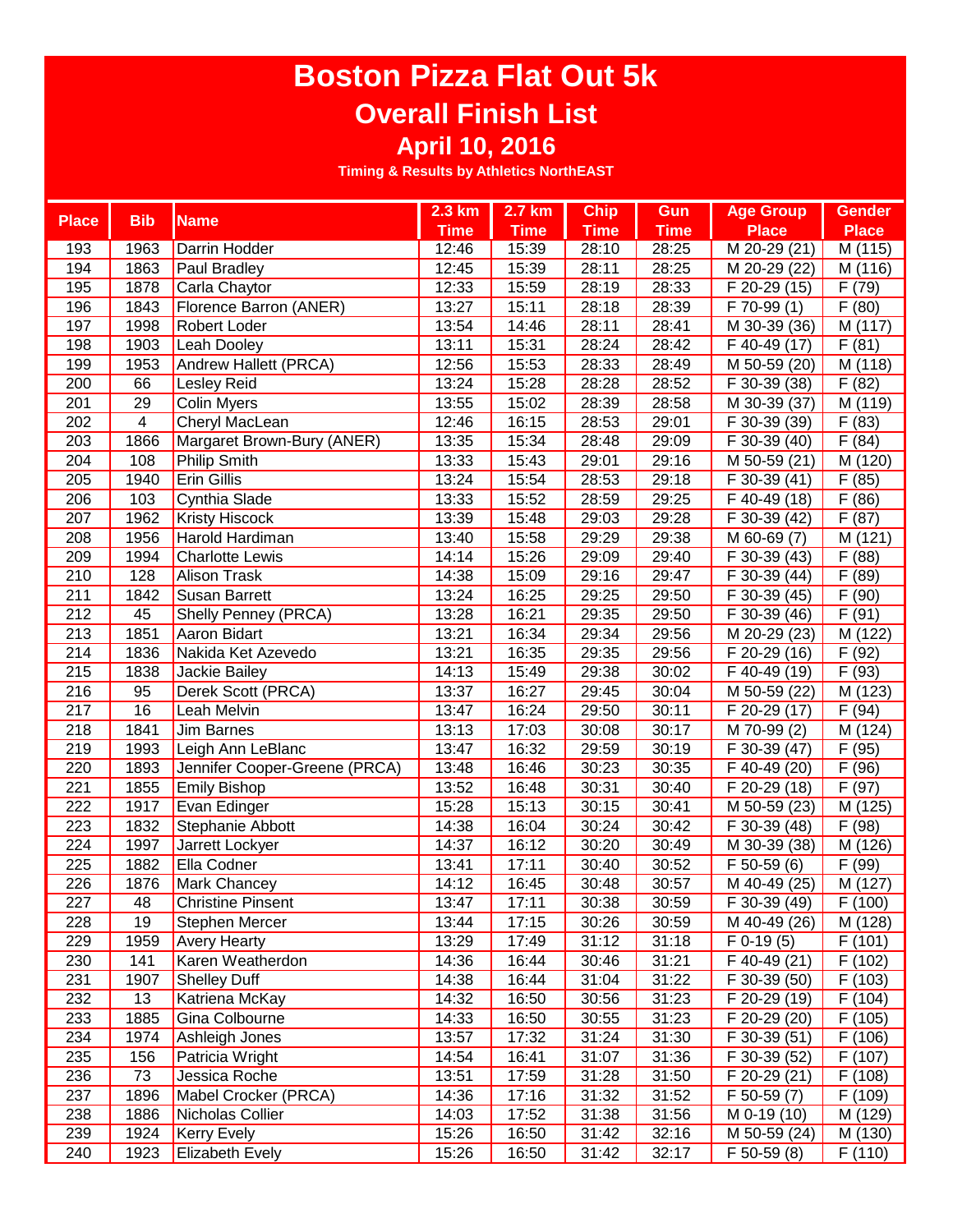# Boston Pizza Flat Out 5k

## Overall Finish List

### April 10, 2016

**Timing & Results by Athletics NorthEAST**

| Place | Bib | Name | 2.3 km Time | 2.7 km Time | Chip Time | Gun Time | Age Group Place | Gender Place |
|---|---|---|---|---|---|---|---|---|
| 193 | 1963 | Darrin Hodder | 12:46 | 15:39 | 28:10 | 28:25 | M 20-29 (21) | M (115) |
| 194 | 1863 | Paul Bradley | 12:45 | 15:39 | 28:11 | 28:25 | M 20-29 (22) | M (116) |
| 195 | 1878 | Carla Chaytor | 12:33 | 15:59 | 28:19 | 28:33 | F 20-29 (15) | F (79) |
| 196 | 1843 | Florence Barron (ANER) | 13:27 | 15:11 | 28:18 | 28:39 | F 70-99 (1) | F (80) |
| 197 | 1998 | Robert Loder | 13:54 | 14:46 | 28:11 | 28:41 | M 30-39 (36) | M (117) |
| 198 | 1903 | Leah Dooley | 13:11 | 15:31 | 28:24 | 28:42 | F 40-49 (17) | F (81) |
| 199 | 1953 | Andrew Hallett (PRCA) | 12:56 | 15:53 | 28:33 | 28:49 | M 50-59 (20) | M (118) |
| 200 | 66 | Lesley Reid | 13:24 | 15:28 | 28:28 | 28:52 | F 30-39 (38) | F (82) |
| 201 | 29 | Colin Myers | 13:55 | 15:02 | 28:39 | 28:58 | M 30-39 (37) | M (119) |
| 202 | 4 | Cheryl MacLean | 12:46 | 16:15 | 28:53 | 29:01 | F 30-39 (39) | F (83) |
| 203 | 1866 | Margaret Brown-Bury (ANER) | 13:35 | 15:34 | 28:48 | 29:09 | F 30-39 (40) | F (84) |
| 204 | 108 | Philip Smith | 13:33 | 15:43 | 29:01 | 29:16 | M 50-59 (21) | M (120) |
| 205 | 1940 | Erin Gillis | 13:24 | 15:54 | 28:53 | 29:18 | F 30-39 (41) | F (85) |
| 206 | 103 | Cynthia Slade | 13:33 | 15:52 | 28:59 | 29:25 | F 40-49 (18) | F (86) |
| 207 | 1962 | Kristy Hiscock | 13:39 | 15:48 | 29:03 | 29:28 | F 30-39 (42) | F (87) |
| 208 | 1956 | Harold Hardiman | 13:40 | 15:58 | 29:29 | 29:38 | M 60-69 (7) | M (121) |
| 209 | 1994 | Charlotte Lewis | 14:14 | 15:26 | 29:09 | 29:40 | F 30-39 (43) | F (88) |
| 210 | 128 | Alison Trask | 14:38 | 15:09 | 29:16 | 29:47 | F 30-39 (44) | F (89) |
| 211 | 1842 | Susan Barrett | 13:24 | 16:25 | 29:25 | 29:50 | F 30-39 (45) | F (90) |
| 212 | 45 | Shelly Penney (PRCA) | 13:28 | 16:21 | 29:35 | 29:50 | F 30-39 (46) | F (91) |
| 213 | 1851 | Aaron Bidart | 13:21 | 16:34 | 29:34 | 29:56 | M 20-29 (23) | M (122) |
| 214 | 1836 | Nakida Ket Azevedo | 13:21 | 16:35 | 29:35 | 29:56 | F 20-29 (16) | F (92) |
| 215 | 1838 | Jackie Bailey | 14:13 | 15:49 | 29:38 | 30:02 | F 40-49 (19) | F (93) |
| 216 | 95 | Derek Scott (PRCA) | 13:37 | 16:27 | 29:45 | 30:04 | M 50-59 (22) | M (123) |
| 217 | 16 | Leah Melvin | 13:47 | 16:24 | 29:50 | 30:11 | F 20-29 (17) | F (94) |
| 218 | 1841 | Jim Barnes | 13:13 | 17:03 | 30:08 | 30:17 | M 70-99 (2) | M (124) |
| 219 | 1993 | Leigh Ann LeBlanc | 13:47 | 16:32 | 29:59 | 30:19 | F 30-39 (47) | F (95) |
| 220 | 1893 | Jennifer Cooper-Greene (PRCA) | 13:48 | 16:46 | 30:23 | 30:35 | F 40-49 (20) | F (96) |
| 221 | 1855 | Emily Bishop | 13:52 | 16:48 | 30:31 | 30:40 | F 20-29 (18) | F (97) |
| 222 | 1917 | Evan Edinger | 15:28 | 15:13 | 30:15 | 30:41 | M 50-59 (23) | M (125) |
| 223 | 1832 | Stephanie Abbott | 14:38 | 16:04 | 30:24 | 30:42 | F 30-39 (48) | F (98) |
| 224 | 1997 | Jarrett Lockyer | 14:37 | 16:12 | 30:20 | 30:49 | M 30-39 (38) | M (126) |
| 225 | 1882 | Ella Codner | 13:41 | 17:11 | 30:40 | 30:52 | F 50-59 (6) | F (99) |
| 226 | 1876 | Mark Chancey | 14:12 | 16:45 | 30:48 | 30:57 | M 40-49 (25) | M (127) |
| 227 | 48 | Christine Pinsent | 13:47 | 17:11 | 30:38 | 30:59 | F 30-39 (49) | F (100) |
| 228 | 19 | Stephen Mercer | 13:44 | 17:15 | 30:26 | 30:59 | M 40-49 (26) | M (128) |
| 229 | 1959 | Avery Hearty | 13:29 | 17:49 | 31:12 | 31:18 | F 0-19 (5) | F (101) |
| 230 | 141 | Karen Weatherdon | 14:36 | 16:44 | 30:46 | 31:21 | F 40-49 (21) | F (102) |
| 231 | 1907 | Shelley Duff | 14:38 | 16:44 | 31:04 | 31:22 | F 30-39 (50) | F (103) |
| 232 | 13 | Katriena McKay | 14:32 | 16:50 | 30:56 | 31:23 | F 20-29 (19) | F (104) |
| 233 | 1885 | Gina Colbourne | 14:33 | 16:50 | 30:55 | 31:23 | F 20-29 (20) | F (105) |
| 234 | 1974 | Ashleigh Jones | 13:57 | 17:32 | 31:24 | 31:30 | F 30-39 (51) | F (106) |
| 235 | 156 | Patricia Wright | 14:54 | 16:41 | 31:07 | 31:36 | F 30-39 (52) | F (107) |
| 236 | 73 | Jessica Roche | 13:51 | 17:59 | 31:28 | 31:50 | F 20-29 (21) | F (108) |
| 237 | 1896 | Mabel Crocker (PRCA) | 14:36 | 17:16 | 31:32 | 31:52 | F 50-59 (7) | F (109) |
| 238 | 1886 | Nicholas Collier | 14:03 | 17:52 | 31:38 | 31:56 | M 0-19 (10) | M (129) |
| 239 | 1924 | Kerry Evely | 15:26 | 16:50 | 31:42 | 32:16 | M 50-59 (24) | M (130) |
| 240 | 1923 | Elizabeth Evely | 15:26 | 16:50 | 31:42 | 32:17 | F 50-59 (8) | F (110) |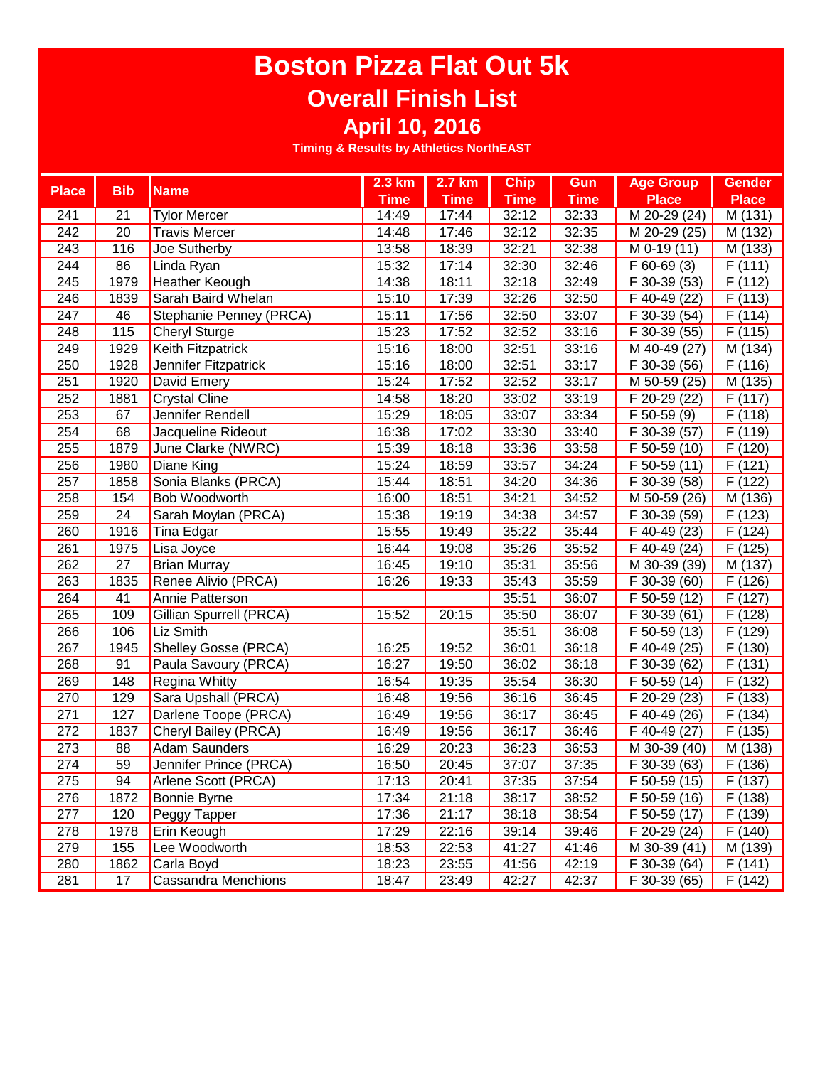# Boston Pizza Flat Out 5k

## Overall Finish List

### April 10, 2016

**Timing & Results by Athletics NorthEAST**

| Place | Bib | Name | 2.3 km Time | 2.7 km Time | Chip Time | Gun Time | Age Group Place | Gender Place |
|---|---|---|---|---|---|---|---|---|
| 241 | 21 | Tylor Mercer | 14:49 | 17:44 | 32:12 | 32:33 | M 20-29 (24) | M (131) |
| 242 | 20 | Travis Mercer | 14:48 | 17:46 | 32:12 | 32:35 | M 20-29 (25) | M (132) |
| 243 | 116 | Joe Sutherby | 13:58 | 18:39 | 32:21 | 32:38 | M 0-19 (11) | M (133) |
| 244 | 86 | Linda Ryan | 15:32 | 17:14 | 32:30 | 32:46 | F 60-69 (3) | F (111) |
| 245 | 1979 | Heather Keough | 14:38 | 18:11 | 32:18 | 32:49 | F 30-39 (53) | F (112) |
| 246 | 1839 | Sarah Baird Whelan | 15:10 | 17:39 | 32:26 | 32:50 | F 40-49 (22) | F (113) |
| 247 | 46 | Stephanie Penney (PRCA) | 15:11 | 17:56 | 32:50 | 33:07 | F 30-39 (54) | F (114) |
| 248 | 115 | Cheryl Sturge | 15:23 | 17:52 | 32:52 | 33:16 | F 30-39 (55) | F (115) |
| 249 | 1929 | Keith Fitzpatrick | 15:16 | 18:00 | 32:51 | 33:16 | M 40-49 (27) | M (134) |
| 250 | 1928 | Jennifer Fitzpatrick | 15:16 | 18:00 | 32:51 | 33:17 | F 30-39 (56) | F (116) |
| 251 | 1920 | David Emery | 15:24 | 17:52 | 32:52 | 33:17 | M 50-59 (25) | M (135) |
| 252 | 1881 | Crystal Cline | 14:58 | 18:20 | 33:02 | 33:19 | F 20-29 (22) | F (117) |
| 253 | 67 | Jennifer Rendell | 15:29 | 18:05 | 33:07 | 33:34 | F 50-59 (9) | F (118) |
| 254 | 68 | Jacqueline Rideout | 16:38 | 17:02 | 33:30 | 33:40 | F 30-39 (57) | F (119) |
| 255 | 1879 | June Clarke (NWRC) | 15:39 | 18:18 | 33:36 | 33:58 | F 50-59 (10) | F (120) |
| 256 | 1980 | Diane King | 15:24 | 18:59 | 33:57 | 34:24 | F 50-59 (11) | F (121) |
| 257 | 1858 | Sonia Blanks (PRCA) | 15:44 | 18:51 | 34:20 | 34:36 | F 30-39 (58) | F (122) |
| 258 | 154 | Bob Woodworth | 16:00 | 18:51 | 34:21 | 34:52 | M 50-59 (26) | M (136) |
| 259 | 24 | Sarah Moylan (PRCA) | 15:38 | 19:19 | 34:38 | 34:57 | F 30-39 (59) | F (123) |
| 260 | 1916 | Tina Edgar | 15:55 | 19:49 | 35:22 | 35:44 | F 40-49 (23) | F (124) |
| 261 | 1975 | Lisa Joyce | 16:44 | 19:08 | 35:26 | 35:52 | F 40-49 (24) | F (125) |
| 262 | 27 | Brian Murray | 16:45 | 19:10 | 35:31 | 35:56 | M 30-39 (39) | M (137) |
| 263 | 1835 | Renee Alivio (PRCA) | 16:26 | 19:33 | 35:43 | 35:59 | F 30-39 (60) | F (126) |
| 264 | 41 | Annie Patterson | | | 35:51 | 36:07 | F 50-59 (12) | F (127) |
| 265 | 109 | Gillian Spurrell (PRCA) | 15:52 | 20:15 | 35:50 | 36:07 | F 30-39 (61) | F (128) |
| 266 | 106 | Liz Smith | | | 35:51 | 36:08 | F 50-59 (13) | F (129) |
| 267 | 1945 | Shelley Gosse (PRCA) | 16:25 | 19:52 | 36:01 | 36:18 | F 40-49 (25) | F (130) |
| 268 | 91 | Paula Savoury (PRCA) | 16:27 | 19:50 | 36:02 | 36:18 | F 30-39 (62) | F (131) |
| 269 | 148 | Regina Whitty | 16:54 | 19:35 | 35:54 | 36:30 | F 50-59 (14) | F (132) |
| 270 | 129 | Sara Upshall (PRCA) | 16:48 | 19:56 | 36:16 | 36:45 | F 20-29 (23) | F (133) |
| 271 | 127 | Darlene Toope (PRCA) | 16:49 | 19:56 | 36:17 | 36:45 | F 40-49 (26) | F (134) |
| 272 | 1837 | Cheryl Bailey (PRCA) | 16:49 | 19:56 | 36:17 | 36:46 | F 40-49 (27) | F (135) |
| 273 | 88 | Adam Saunders | 16:29 | 20:23 | 36:23 | 36:53 | M 30-39 (40) | M (138) |
| 274 | 59 | Jennifer Prince (PRCA) | 16:50 | 20:45 | 37:07 | 37:35 | F 30-39 (63) | F (136) |
| 275 | 94 | Arlene Scott (PRCA) | 17:13 | 20:41 | 37:35 | 37:54 | F 50-59 (15) | F (137) |
| 276 | 1872 | Bonnie Byrne | 17:34 | 21:18 | 38:17 | 38:52 | F 50-59 (16) | F (138) |
| 277 | 120 | Peggy Tapper | 17:36 | 21:17 | 38:18 | 38:54 | F 50-59 (17) | F (139) |
| 278 | 1978 | Erin Keough | 17:29 | 22:16 | 39:14 | 39:46 | F 20-29 (24) | F (140) |
| 279 | 155 | Lee Woodworth | 18:53 | 22:53 | 41:27 | 41:46 | M 30-39 (41) | M (139) |
| 280 | 1862 | Carla Boyd | 18:23 | 23:55 | 41:56 | 42:19 | F 30-39 (64) | F (141) |
| 281 | 17 | Cassandra Menchions | 18:47 | 23:49 | 42:27 | 42:37 | F 30-39 (65) | F (142) |